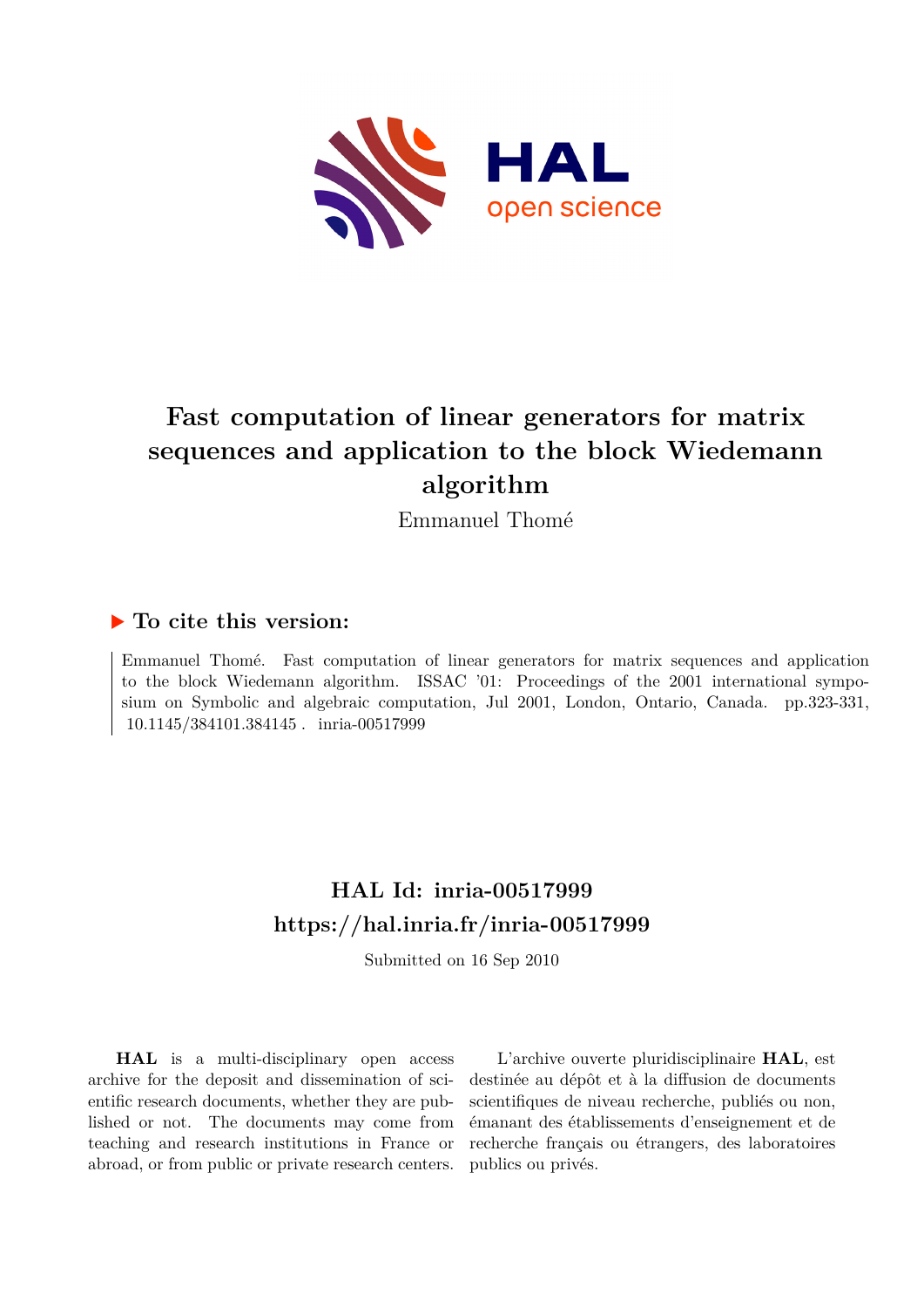# Fast computation of linear generators for matrix sequences and application to the block Wiedemann algorithm

Emmanuel Thomé

## ▶ To cite this version:

Emmanuel Thomé. Fast computation of linear generators for matrix sequences and application to the block Wiedemann algorithm. ISSAC '01: Proceedings of the 2001 international symposium on Symbolic and algebraic computation, Jul 2001, London, Ontario, Canada. pp.323-331, 10.1145/384101.384145 . inria-00517999

## HAL Id: inria-00517999
## https://hal.inria.fr/inria-00517999

Submitted on 16 Sep 2010

**HAL** is a multi-disciplinary open access archive for the deposit and dissemination of scientific research documents, whether they are published or not. The documents may come from teaching and research institutions in France or abroad, or from public or private research centers.

L'archive ouverte pluridisciplinaire **HAL**, est destinée au dépôt et à la diffusion de documents scientifiques de niveau recherche, publiés ou non, émanant des établissements d'enseignement et de recherche français ou étrangers, des laboratoires publics ou privés.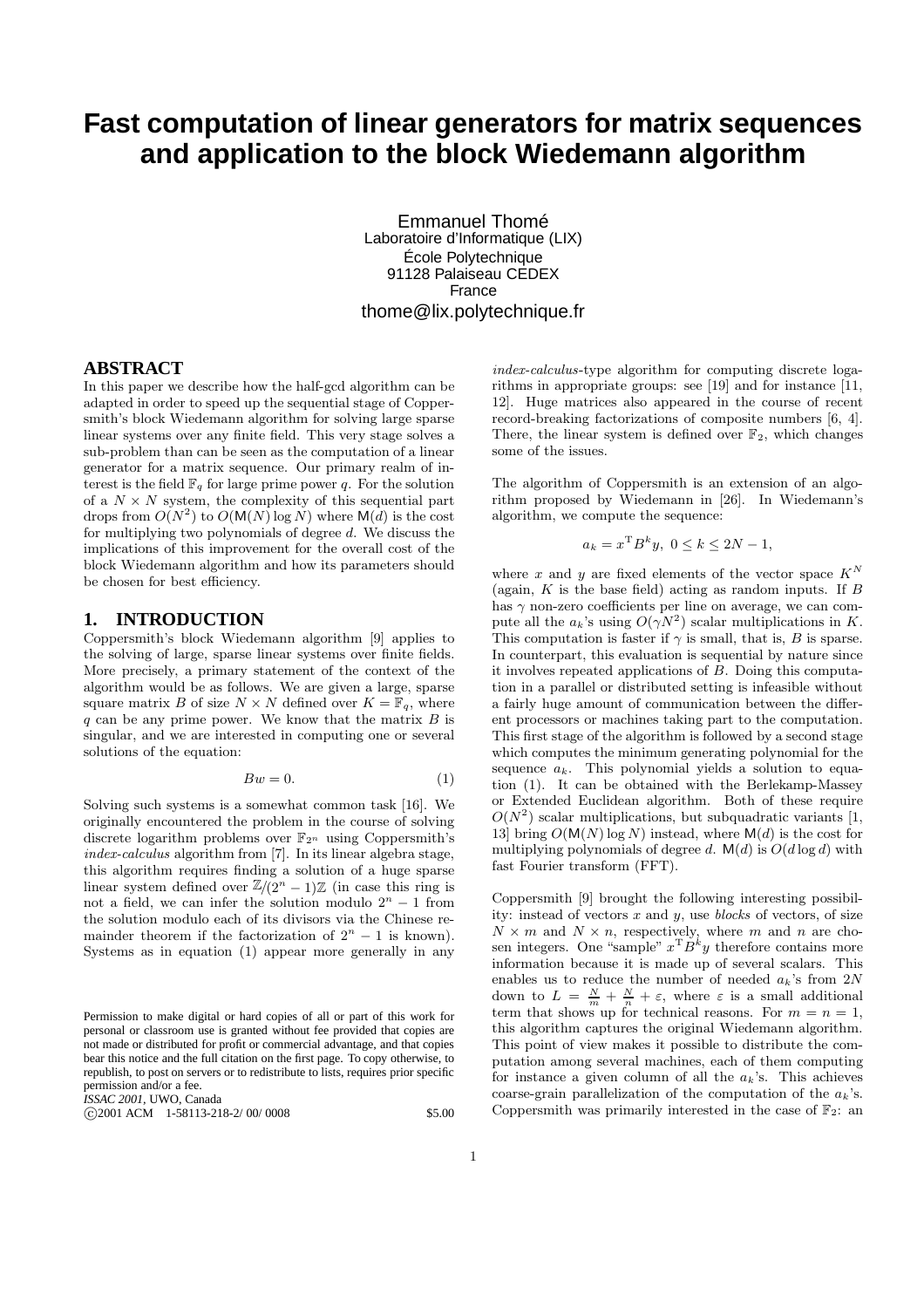# Fast computation of linear generators for matrix sequences and application to the block Wiedemann algorithm

Emmanuel Thomé
Laboratoire d'Informatique (LIX)
École Polytechnique
91128 Palaiseau CEDEX
France
thome@lix.polytechnique.fr

## ABSTRACT

In this paper we describe how the half-gcd algorithm can be adapted in order to speed up the sequential stage of Coppersmith's block Wiedemann algorithm for solving large sparse linear systems over any finite field. This very stage solves a sub-problem than can be seen as the computation of a linear generator for a matrix sequence. Our primary realm of interest is the field $\mathbb{F}_q$ for large prime power $q$. For the solution of a $N \times N$ system, the complexity of this sequential part drops from $O(N^2)$ to $O(\mathsf{M}(N) \log N)$ where $\mathsf{M}(d)$ is the cost for multiplying two polynomials of degree $d$. We discuss the implications of this improvement for the overall cost of the block Wiedemann algorithm and how its parameters should be chosen for best efficiency.

## 1. INTRODUCTION

Coppersmith's block Wiedemann algorithm [9] applies to the solving of large, sparse linear systems over finite fields. More precisely, a primary statement of the context of the algorithm would be as follows. We are given a large, sparse square matrix $B$ of size $N \times N$ defined over $K = \mathbb{F}_q$, where $q$ can be any prime power. We know that the matrix $B$ is singular, and we are interested in computing one or several solutions of the equation:

$$Bw = 0. \tag{1}$$

Solving such systems is a somewhat common task [16]. We originally encountered the problem in the course of solving discrete logarithm problems over $\mathbb{F}_{2^n}$ using Coppersmith's *index-calculus* algorithm from [7]. In its linear algebra stage, this algorithm requires finding a solution of a huge sparse linear system defined over $\mathbb{Z}/(2^n - 1)\mathbb{Z}$ (in case this ring is not a field, we can infer the solution modulo $2^n - 1$ from the solution modulo each of its divisors via the Chinese remainder theorem if the factorization of $2^n - 1$ is known). Systems as in equation (1) appear more generally in any *index-calculus*-type algorithm for computing discrete logarithms in appropriate groups: see [19] and for instance [11, 12]. Huge matrices also appeared in the course of recent record-breaking factorizations of composite numbers [6, 4]. There, the linear system is defined over $\mathbb{F}_2$, which changes some of the issues.

Permission to make digital or hard copies of all or part of this work for personal or classroom use is granted without fee provided that copies are not made or distributed for profit or commercial advantage, and that copies bear this notice and the full citation on the first page. To copy otherwise, to republish, to post on servers or to redistribute to lists, requires prior specific permission and/or a fee.
*ISSAC 2001*, UWO, Canada
©2001 ACM 1-58113-218-2/ 00/ 0008 $5.00

The algorithm of Coppersmith is an extension of an algorithm proposed by Wiedemann in [26]. In Wiedemann's algorithm, we compute the sequence:

$$a_k = x^{\mathrm{T}} B^k y, \ 0 \leq k \leq 2N - 1,$$

where $x$ and $y$ are fixed elements of the vector space $K^N$ (again, $K$ is the base field) acting as random inputs. If $B$ has $\gamma$ non-zero coefficients per line on average, we can compute all the $a_k$'s using $O(\gamma N^2)$ scalar multiplications in $K$. This computation is faster if $\gamma$ is small, that is, $B$ is sparse. In counterpart, this evaluation is sequential by nature since it involves repeated applications of $B$. Doing this computation in a parallel or distributed setting is infeasible without a fairly huge amount of communication between the different processors or machines taking part to the computation. This first stage of the algorithm is followed by a second stage which computes the minimum generating polynomial for the sequence $a_k$. This polynomial yields a solution to equation (1). It can be obtained with the Berlekamp-Massey or Extended Euclidean algorithm. Both of these require $O(N^2)$ scalar multiplications, but subquadratic variants [1, 13] bring $O(\mathsf{M}(N) \log N)$ instead, where $\mathsf{M}(d)$ is the cost for multiplying polynomials of degree $d$. $\mathsf{M}(d)$ is $O(d \log d)$ with fast Fourier transform (FFT).

Coppersmith [9] brought the following interesting possibility: instead of vectors $x$ and $y$, use *blocks* of vectors, of size $N \times m$ and $N \times n$, respectively, where $m$ and $n$ are chosen integers. One "sample" $x^{\mathrm{T}} B^k y$ therefore contains more information because it is made up of several scalars. This enables us to reduce the number of needed $a_k$'s from $2N$ down to $L = \frac{N}{m} + \frac{N}{n} + \varepsilon$, where $\varepsilon$ is a small additional term that shows up for technical reasons. For $m = n = 1$, this algorithm captures the original Wiedemann algorithm. This point of view makes it possible to distribute the computation among several machines, each of them computing for instance a given column of all the $a_k$'s. This achieves coarse-grain parallelization of the computation of the $a_k$'s. Coppersmith was primarily interested in the case of $\mathbb{F}_2$: an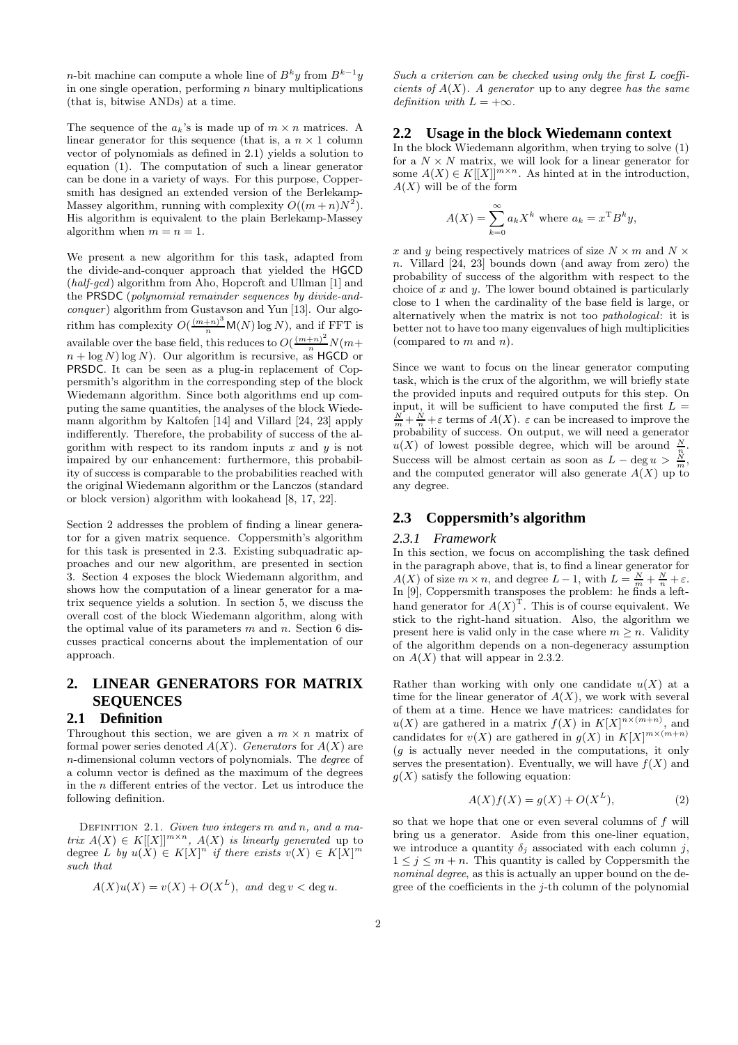$n$-bit machine can compute a whole line of $B^k y$ from $B^{k-1}y$ in one single operation, performing $n$ binary multiplications (that is, bitwise ANDs) at a time.

The sequence of the $a_k$'s is made up of $m \times n$ matrices. A linear generator for this sequence (that is, a $n \times 1$ column vector of polynomials as defined in 2.1) yields a solution to equation (1). The computation of such a linear generator can be done in a variety of ways. For this purpose, Coppersmith has designed an extended version of the Berlekamp-Massey algorithm, running with complexity $O((m+n)N^2)$. His algorithm is equivalent to the plain Berlekamp-Massey algorithm when $m = n = 1$.

We present a new algorithm for this task, adapted from the divide-and-conquer approach that yielded the HGCD (*half-gcd*) algorithm from Aho, Hopcroft and Ullman [1] and the PRSDC (*polynomial remainder sequences by divide-and-conquer*) algorithm from Gustavson and Yun [13]. Our algorithm has complexity $O(\frac{(m+n)^3}{n}\mathsf{M}(N)\log N)$, and if FFT is available over the base field, this reduces to $O(\frac{(m+n)^2}{n}N(m+n+\log N)\log N)$. Our algorithm is recursive, as HGCD or PRSDC. It can be seen as a plug-in replacement of Coppersmith's algorithm in the corresponding step of the block Wiedemann algorithm. Since both algorithms end up computing the same quantities, the analyses of the block Wiedemann algorithm by Kaltofen [14] and Villard [24, 23] apply indifferently. Therefore, the probability of success of the algorithm with respect to its random inputs $x$ and $y$ is not impaired by our enhancement: furthermore, this probability of success is comparable to the probabilities reached with the original Wiedemann algorithm or the Lanczos (standard or block version) algorithm with lookahead [8, 17, 22].

Section 2 addresses the problem of finding a linear generator for a given matrix sequence. Coppersmith's algorithm for this task is presented in 2.3. Existing subquadratic approaches and our new algorithm, are presented in section 3. Section 4 exposes the block Wiedemann algorithm, and shows how the computation of a linear generator for a matrix sequence yields a solution. In section 5, we discuss the overall cost of the block Wiedemann algorithm, along with the optimal value of its parameters $m$ and $n$. Section 6 discusses practical concerns about the implementation of our approach.

## 2. LINEAR GENERATORS FOR MATRIX SEQUENCES

### 2.1 Definition

Throughout this section, we are given a $m \times n$ matrix of formal power series denoted $A(X)$. *Generators* for $A(X)$ are $n$-dimensional column vectors of polynomials. The *degree* of a column vector is defined as the maximum of the degrees in the $n$ different entries of the vector. Let us introduce the following definition.

Definition 2.1. *Given two integers $m$ and $n$, and a matrix $A(X) \in K[[X]]^{m\times n}$, $A(X)$ is linearly generated* up to degree $L$ *by $u(X) \in K[X]^n$ if there exists $v(X) \in K[X]^m$ such that*

$$A(X)u(X) = v(X) + O(X^L),\ \text{and}\ \deg v < \deg u.$$

*Such a criterion can be checked using only the first $L$ coefficients of $A(X)$. A generator up to any degree has the same definition with $L = +\infty$.*

### 2.2 Usage in the block Wiedemann context

In the block Wiedemann algorithm, when trying to solve (1) for a $N \times N$ matrix, we will look for a linear generator for some $A(X) \in K[[X]]^{m\times n}$. As hinted at in the introduction, $A(X)$ will be of the form

$$A(X) = \sum_{k=0}^{\infty} a_k X^k \text{ where } a_k = x^{\mathrm{T}} B^k y,$$

$x$ and $y$ being respectively matrices of size $N \times m$ and $N \times n$. Villard [24, 23] bounds down (and away from zero) the probability of success of the algorithm with respect to the choice of $x$ and $y$. The lower bound obtained is particularly close to 1 when the cardinality of the base field is large, or alternatively when the matrix is not too *pathological*: it is better not to have too many eigenvalues of high multiplicities (compared to $m$ and $n$).

Since we want to focus on the linear generator computing task, which is the crux of the algorithm, we will briefly state the provided inputs and required outputs for this step. On input, it will be sufficient to have computed the first $L = \frac{N}{m} + \frac{N}{n} + \varepsilon$ terms of $A(X)$. $\varepsilon$ can be increased to improve the probability of success. On output, we will need a generator $u(X)$ of lowest possible degree, which will be around $\frac{N}{n}$. Success will be almost certain as soon as $L - \deg u > \frac{N}{m}$, and the computed generator will also generate $A(X)$ up to any degree.

### 2.3 Coppersmith's algorithm

#### 2.3.1 Framework

In this section, we focus on accomplishing the task defined in the paragraph above, that is, to find a linear generator for $A(X)$ of size $m \times n$, and degree $L - 1$, with $L = \frac{N}{m} + \frac{N}{n} + \varepsilon$. In [9], Coppersmith transposes the problem: he finds a left-hand generator for $A(X)^{\mathrm{T}}$. This is of course equivalent. We stick to the right-hand situation. Also, the algorithm we present here is valid only in the case where $m \geq n$. Validity of the algorithm depends on a non-degeneracy assumption on $A(X)$ that will appear in 2.3.2.

Rather than working with only one candidate $u(X)$ at a time for the linear generator of $A(X)$, we work with several of them at a time. Hence we have matrices: candidates for $u(X)$ are gathered in a matrix $f(X)$ in $K[X]^{n\times(m+n)}$, and candidates for $v(X)$ are gathered in $g(X)$ in $K[X]^{m\times(m+n)}$ ($g$ is actually never needed in the computations, it only serves the presentation). Eventually, we will have $f(X)$ and $g(X)$ satisfy the following equation:

$$A(X)f(X) = g(X) + O(X^L), \tag{2}$$

so that we hope that one or even several columns of $f$ will bring us a generator. Aside from this one-liner equation, we introduce a quantity $\delta_j$ associated with each column $j$, $1 \leq j \leq m + n$. This quantity is called by Coppersmith the *nominal degree*, as this is actually an upper bound on the degree of the coefficients in the $j$-th column of the polynomial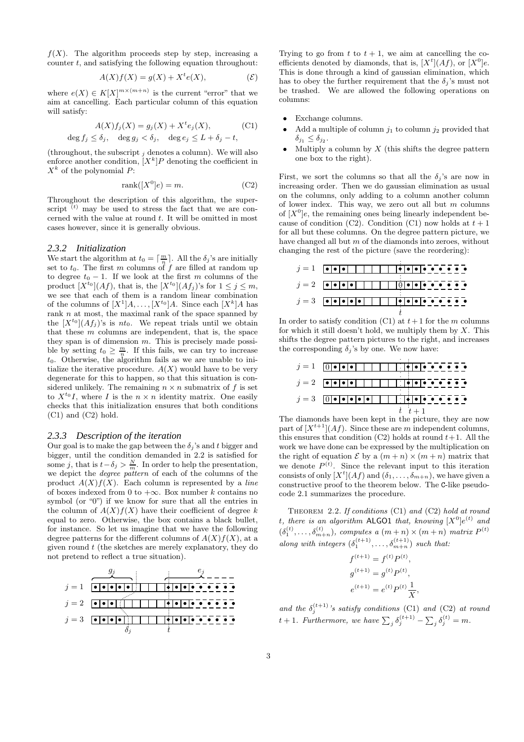$f(X)$. The algorithm proceeds step by step, increasing a counter $t$, and satisfying the following equation throughout:

$$A(X)f(X) = g(X) + X^t e(X), \qquad (\mathcal{E})$$

where $e(X) \in K[X]^{m\times(m+n)}$ is the current "error" that we aim at cancelling. Each particular column of this equation will satisfy:

$$A(X)f_j(X) = g_j(X) + X^t e_j(X), \qquad \text{(C1)}$$

$$\deg f_j \leq \delta_j, \quad \deg g_j < \delta_j, \quad \deg e_j \leq L + \delta_j - t,$$

(throughout, the subscript $_j$ denotes a column). We will also enforce another condition, $[X^k]P$ denoting the coefficient in $X^k$ of the polynomial $P$:

$$\operatorname{rank}([X^0]e) = m. \qquad \text{(C2)}$$

Throughout the description of this algorithm, the superscript $^{(t)}$ may be used to stress the fact that we are concerned with the value at round $t$. It will be omitted in most cases however, since it is generally obvious.

### 2.3.2 Initialization

We start the algorithm at $t_0 = \lceil \frac{m}{n} \rceil$. All the $\delta_j$'s are initially set to $t_0$. The first $m$ columns of $f$ are filled at random up to degree $t_0 - 1$. If we look at the first $m$ columns of the product $[X^{t_0}](Af)$, that is, the $[X^{t_0}](Af_j)$'s for $1 \leq j \leq m$, we see that each of them is a random linear combination of the columns of $[X^1]A, \ldots, [X^{t_0}]A$. Since each $[X^k]A$ has rank $n$ at most, the maximal rank of the space spanned by the $[X^{t_0}](Af_j)$'s is $nt_0$. We repeat trials until we obtain that these $m$ columns are independent, that is, the space they span is of dimension $m$. This is precisely made possible by setting $t_0 \geq \frac{m}{n}$. If this fails, we can try to increase $t_0$. Otherwise, the algorithm fails as we are unable to initialize the iterative procedure. $A(X)$ would have to be very degenerate for this to happen, so that this situation is considered unlikely. The remaining $n \times n$ submatrix of $f$ is set to $X^{t_0}I$, where $I$ is the $n \times n$ identity matrix. One easily checks that this initialization ensures that both conditions (C1) and (C2) hold.

### 2.3.3 Description of the iteration

Our goal is to make the gap between the $\delta_j$'s and $t$ bigger and bigger, until the condition demanded in 2.2 is satisfied for some $j$, that is $t - \delta_j > \frac{N}{m}$. In order to help the presentation, we depict the *degree pattern* of each of the columns of the product $A(X)f(X)$. Each column is represented by a *line* of boxes indexed from 0 to $+\infty$. Box number $k$ contains no symbol (or "0") if we know for sure that all the entries in the column of $A(X)f(X)$ have their coefficient of degree $k$ equal to zero. Otherwise, the box contains a black bullet, for instance. So let us imagine that we have the following degree patterns for the different columns of $A(X)f(X)$, at a given round $t$ (the sketches are merely explanatory, they do not pretend to reflect a true situation).

```
         g_j                           e_j
j = 1  [•|•|•|•|•| | | | | |♦|•|•|•|• - - - -
j = 2  [•|•|•| | | | | | | |♦|•|•|•|• - - - -
j = 3  [•|•|•|•| | | | | | |♦|•|•|•|• - - - -
             δ_j              t
```

Trying to go from $t$ to $t+1$, we aim at cancelling the coefficients denoted by diamonds, that is, $[X^t](Af)$, or $[X^0]e$. This is done through a kind of gaussian elimination, which has to obey the further requirement that the $\delta_j$'s must not be trashed. We are allowed the following operations on columns:

- Exchange columns.
- Add a multiple of column $j_1$ to column $j_2$ provided that $\delta_{j_1} \leq \delta_{j_2}$.
- Multiply a column by $X$ (this shifts the degree pattern one box to the right).

First, we sort the columns so that all the $\delta_j$'s are now in increasing order. Then we do gaussian elimination as usual on the columns, only adding to a column another column of lower index. This way, we zero out all but $m$ columns of $[X^0]e$, the remaining ones being linearly independent because of condition (C2). Condition (C1) now holds at $t+1$ for all but these columns. On the degree pattern picture, we have changed all but $m$ of the diamonds into zeroes, without changing the rest of the picture (save the reordering):

```
j = 1  [•|•|•| | | | | | |♦|•|•|• - - - - - -
j = 2  [•|•|•|•| | | | | |0|•|•|• - - - - - -
j = 3  [•|•|•|•|•| | | | |♦|•|•|• - - - - - -
                          t
```

In order to satisfy condition (C1) at $t+1$ for the $m$ columns for which it still doesn't hold, we multiply them by $X$. This shifts the degree pattern pictures to the right, and increases the corresponding $\delta_j$'s by one. We now have:

```
j = 1  [0|•|•|•| | | | | | |♦|•|•|• - - - - -
j = 2  [•|•|•|•| | | | | | |♦|•|•|• - - - - -
j = 3  [0|•|•|•|•|•| | | | |♦|•|•|• - - - - -
                          t t+1
```

The diamonds have been kept in the picture, they are now part of $[X^{t+1}](Af)$. Since these are $m$ independent columns, this ensures that condition (C2) holds at round $t+1$. All the work we have done can be expressed by the multiplication on the right of equation $\mathcal{E}$ by a $(m+n) \times (m+n)$ matrix that we denote $P^{(t)}$. Since the relevant input to this iteration consists of only $[X^t](Af)$ and $(\delta_1, \ldots, \delta_{m+n})$, we have given a constructive proof to the theorem below. The C-like pseudocode 2.1 summarizes the procedure.

Theorem 2.2. *If conditions* (C1) *and* (C2) *hold at round $t$, there is an algorithm* ALGO1 *that, knowing $[X^0]e^{(t)}$ and $(\delta_1^{(t)}, \ldots, \delta_{m+n}^{(t)})$, computes a $(m+n) \times (m+n)$ matrix $P^{(t)}$ along with integers $(\delta_1^{(t+1)}, \ldots, \delta_{m+n}^{(t+1)})$ such that:*

$$f^{(t+1)} = f^{(t)} P^{(t)},$$

$$g^{(t+1)} = g^{(t)} P^{(t)},$$

$$e^{(t+1)} = e^{(t)} P^{(t)} \frac{1}{X},$$

*and the $\delta_j^{(t+1)}$'s satisfy conditions* (C1) *and* (C2) *at round $t+1$. Furthermore, we have $\sum_j \delta_j^{(t+1)} - \sum_j \delta_j^{(t)} = m$.*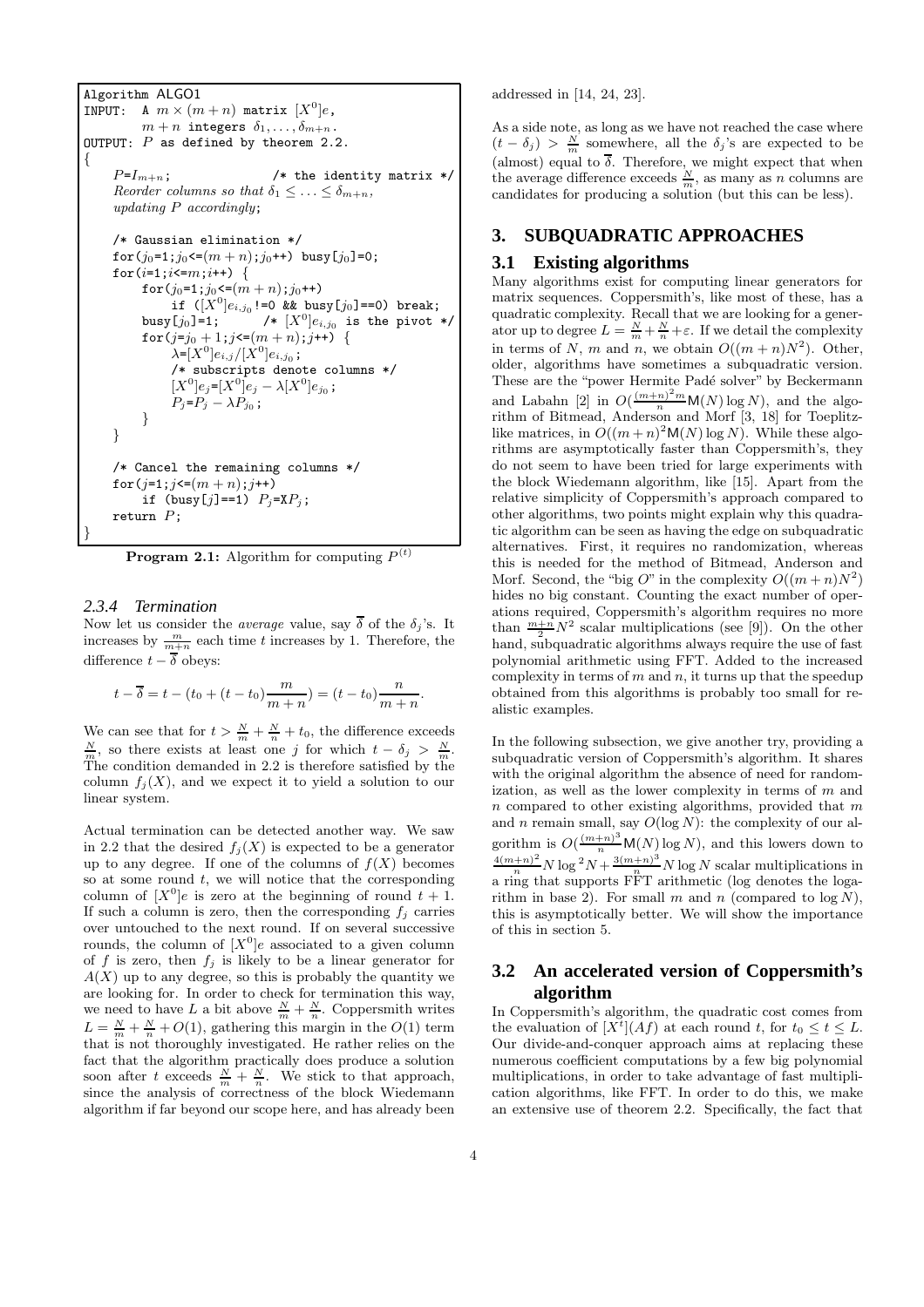```
Algorithm ALGO1
INPUT:  A m × (m + n) matrix [X^0]e,
        m + n integers δ_1, ..., δ_{m+n}.
OUTPUT: P as defined by theorem 2.2.
{
    P=I_{m+n};                  /* the identity matrix */
    Reorder columns so that δ_1 ≤ ... ≤ δ_{m+n},
    updating P accordingly;

    /* Gaussian elimination */
    for(j_0=1;j_0<=(m + n);j_0++) busy[j_0]=0;
    for(i=1;i<=m;i++) {
        for(j_0=1;j_0<=(m + n);j_0++)
            if ([X^0]e_{i,j_0}!=0 && busy[j_0]==0) break;
        busy[j_0]=1;        /* [X^0]e_{i,j_0} is the pivot */
        for(j=j_0 + 1;j<=(m + n);j++) {
            λ=[X^0]e_{i,j}/[X^0]e_{i,j_0};
            /* subscripts denote columns */
            [X^0]e_j=[X^0]e_j − λ[X^0]e_{j_0};
            P_j=P_j − λP_{j_0};
        }
    }

    /* Cancel the remaining columns */
    for(j=1;j<=(m + n);j++)
        if (busy[j]==1) P_j=XP_j;
    return P;
}
```

**Program 2.1:** Algorithm for computing $P^{(t)}$

#### 2.3.4 Termination

Now let us consider the *average* value, say $\overline{\delta}$ of the $\delta_j$'s. It increases by $\frac{m}{m+n}$ each time $t$ increases by 1. Therefore, the difference $t - \overline{\delta}$ obeys:

$$t - \overline{\delta} = t - (t_0 + (t - t_0)\frac{m}{m+n}) = (t - t_0)\frac{n}{m+n}.$$

We can see that for $t > \frac{N}{m} + \frac{N}{n} + t_0$, the difference exceeds $\frac{N}{m}$, so there exists at least one $j$ for which $t - \delta_j > \frac{N}{m}$. The condition demanded in 2.2 is therefore satisfied by the column $f_j(X)$, and we expect it to yield a solution to our linear system.

Actual termination can be detected another way. We saw in 2.2 that the desired $f_j(X)$ is expected to be a generator up to any degree. If one of the columns of $f(X)$ becomes so at some round $t$, we will notice that the corresponding column of $[X^0]e$ is zero at the beginning of round $t + 1$. If such a column is zero, then the corresponding $f_j$ carries over untouched to the next round. If on several successive rounds, the column of $[X^0]e$ associated to a given column of $f$ is zero, then $f_j$ is likely to be a linear generator for $A(X)$ up to any degree, so this is probably the quantity we are looking for. In order to check for termination this way, we need to have $L$ a bit above $\frac{N}{m} + \frac{N}{n}$. Coppersmith writes $L = \frac{N}{m} + \frac{N}{n} + O(1)$, gathering this margin in the $O(1)$ term that is not thoroughly investigated. He rather relies on the fact that the algorithm practically does produce a solution soon after $t$ exceeds $\frac{N}{m} + \frac{N}{n}$. We stick to that approach, since the analysis of correctness of the block Wiedemann algorithm if far beyond our scope here, and has already been addressed in [14, 24, 23].

As a side note, as long as we have not reached the case where $(t - \delta_j) > \frac{N}{m}$ somewhere, all the $\delta_j$'s are expected to be (almost) equal to $\overline{\delta}$. Therefore, we might expect that when the average difference exceeds $\frac{N}{m}$, as many as $n$ columns are candidates for producing a solution (but this can be less).

## 3. SUBQUADRATIC APPROACHES

### 3.1 Existing algorithms

Many algorithms exist for computing linear generators for matrix sequences. Coppersmith's, like most of these, has a quadratic complexity. Recall that we are looking for a generator up to degree $L = \frac{N}{m} + \frac{N}{n} + \varepsilon$. If we detail the complexity in terms of $N$, $m$ and $n$, we obtain $O((m + n)N^2)$. Other, older, algorithms have sometimes a subquadratic version. These are the "power Hermite Padé solver" by Beckermann and Labahn [2] in $O(\frac{(m+n)^2 m}{n}\mathsf{M}(N)\log N)$, and the algorithm of Bitmead, Anderson and Morf [3, 18] for Toeplitz-like matrices, in $O((m + n)^2\mathsf{M}(N)\log N)$. While these algorithms are asymptotically faster than Coppersmith's, they do not seem to have been tried for large experiments with the block Wiedemann algorithm, like [15]. Apart from the relative simplicity of Coppersmith's approach compared to other algorithms, two points might explain why this quadratic algorithm can be seen as having the edge on subquadratic alternatives. First, it requires no randomization, whereas this is needed for the method of Bitmead, Anderson and Morf. Second, the "big $O$" in the complexity $O((m + n)N^2)$ hides no big constant. Counting the exact number of operations required, Coppersmith's algorithm requires no more than $\frac{m+n}{2}N^2$ scalar multiplications (see [9]). On the other hand, subquadratic algorithms always require the use of fast polynomial arithmetic using FFT. Added to the increased complexity in terms of $m$ and $n$, it turns up that the speedup obtained from this algorithms is probably too small for realistic examples.

In the following subsection, we give another try, providing a subquadratic version of Coppersmith's algorithm. It shares with the original algorithm the absence of need for randomization, as well as the lower complexity in terms of $m$ and $n$ compared to other existing algorithms, provided that $m$ and $n$ remain small, say $O(\log N)$: the complexity of our algorithm is $O(\frac{(m+n)^3}{n}\mathsf{M}(N)\log N)$, and this lowers down to $\frac{4(m+n)^2}{n}N\log^2 N + \frac{3(m+n)^3}{n}N\log N$ scalar multiplications in a ring that supports FFT arithmetic (log denotes the logarithm in base 2). For small $m$ and $n$ (compared to $\log N$), this is asymptotically better. We will show the importance of this in section 5.

### 3.2 An accelerated version of Coppersmith's algorithm

In Coppersmith's algorithm, the quadratic cost comes from the evaluation of $[X^t](Af)$ at each round $t$, for $t_0 \le t \le L$. Our divide-and-conquer approach aims at replacing these numerous coefficient computations by a few big polynomial multiplications, in order to take advantage of fast multiplication algorithms, like FFT. In order to do this, we make an extensive use of theorem 2.2. Specifically, the fact that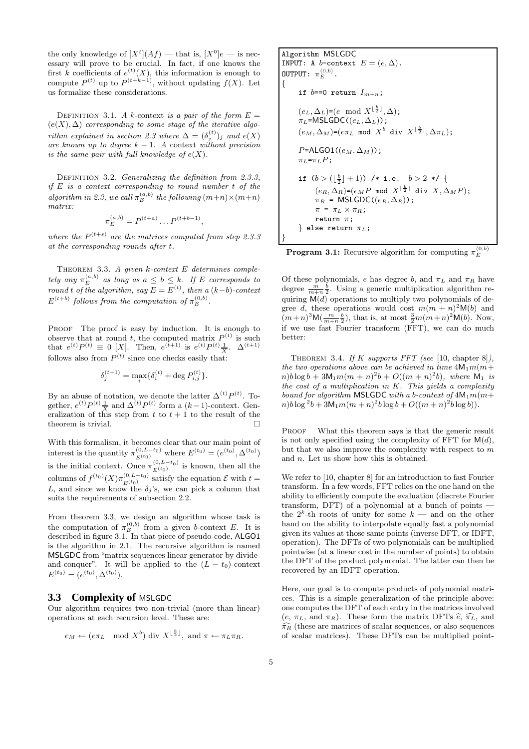the only knowledge of $[X^t](Af)$ — that is, $[X^0]e$ — is necessary will prove to be crucial. In fact, if one knows the first $k$ coefficients of $e^{(t)}(X)$, this information is enough to compute $P^{(t)}$ up to $P^{(t+k-1)}$, without updating $f(X)$. Let us formalize these considerations.

Definition 3.1. *A* $k$-context *is a pair of the form* $E = (e(X), \Delta)$ *corresponding to some stage of the iterative algorithm explained in section 2.3 where* $\Delta = (\delta_j^{(t)})_j$ *and* $e(X)$ *are known up to degree* $k-1$*. A* context *without precision is the same pair with full knowledge of* $e(X)$*.*

Definition 3.2. *Generalizing the definition from 2.3.3, if* $E$ *is a context corresponding to round number* $t$ *of the algorithm in 2.3, we call* $\pi_E^{(a,b)}$ *the following* $(m+n)\times(m+n)$ *matrix:*

$$\pi_E^{(a,b)} = P^{(t+a)} \dots P^{(t+b-1)},$$

*where the* $P^{(t+s)}$ *are the matrices computed from step 2.3.3 at the corresponding rounds after* $t$*.*

Theorem 3.3. *A given* $k$*-context* $E$ *determines completely any* $\pi_E^{(a,b)}$ *as long as* $a \le b \le k$*. If* $E$ *corresponds to round* $t$ *of the algorithm, say* $E = E^{(t)}$*, then a* $(k-b)$*-context* $E^{(t+b)}$ *follows from the computation of* $\pi_E^{(0,b)}$*.*

Proof The proof is easy by induction. It is enough to observe that at round $t$, the computed matrix $P^{(t)}$ is such that $e^{(t)}P^{(t)} \equiv 0\ [X]$. Then, $e^{(t+1)}$ is $e^{(t)}P^{(t)}\frac{1}{X}$. $\Delta^{(t+1)}$ follows also from $P^{(t)}$ since one checks easily that:

$$\delta_j^{(t+1)} = \max_i \{\delta_i^{(t)} + \deg P_{i,j}^{(t)}\}.$$

By an abuse of notation, we denote the latter $\Delta^{(t)}P^{(t)}$. Together, $e^{(t)}P^{(t)}\frac{1}{X}$ and $\Delta^{(t)}P^{(t)}$ form a $(k-1)$-context. Generalization of this step from $t$ to $t+1$ to the result of the theorem is trivial. □

With this formalism, it becomes clear that our main point of interest is the quantity $\pi_{E^{(t_0)}}^{(0,L-t_0)}$ where $E^{(t_0)} = (e^{(t_0)}, \Delta^{(t_0)})$ is the initial context. Once $\pi_{E^{(t_0)}}^{(0,L-t_0)}$ is known, then all the columns of $f^{(t_0)}(X)\pi_{E^{(t_0)}}^{(0,L-t_0)}$ satisfy the equation $\mathcal{E}$ with $t = L$, and since we know the $\delta_j$'s, we can pick a column that suits the requirements of subsection 2.2.

From theorem 3.3, we design an algorithm whose task is the computation of $\pi_E^{(0,b)}$ from a given $b$-context $E$. It is described in figure 3.1. In that piece of pseudo-code, ALGO1 is the algorithm in 2.1. The recursive algorithm is named MSLGDC from "matrix sequences linear generator by divide-and-conquer". It will be applied to the $(L-t_0)$-context $E^{(t_0)} = (e^{(t_0)}, \Delta^{(t_0)})$.

```
Algorithm MSLGDC
INPUT: A b-context E = (e, Δ).
OUTPUT: π_E^(0,b).
{
    if b==0 return I_{m+n};

    (e_L, Δ_L)=(e mod X^⌊b/2⌋, Δ);
    π_L=MSLGDC((e_L, Δ_L));
    (e_M, Δ_M)=(eπ_L mod X^b div X^⌊b/2⌋, Δπ_L);

    P=ALGO1((e_M, Δ_M));
    π_L=π_L P;

    if (b > (⌊b/2⌋ + 1)) /* i.e.  b > 2 */ {
        (e_R, Δ_R)=(e_M P mod X^⌈b/2⌉ div X, Δ_M P);
        π_R = MSLGDC((e_R, Δ_R));
        π = π_L × π_R;
        return π;
    } else return π_L;
}
```

**Program 3.1:** Recursive algorithm for computing $\pi_E^{(0,b)}$

## 3.3 Complexity of MSLGDC

Our algorithm requires two non-trivial (more than linear) operations at each recursion level. These are:

$$e_M \leftarrow (e\pi_L \mod X^b) \text{ div } X^{\lfloor \frac{b}{2} \rfloor}, \text{ and } \pi \leftarrow \pi_L \pi_R.$$

Of these polynomials, $e$ has degree $b$, and $\pi_L$ and $\pi_R$ have degree $\frac{m}{m+n}\frac{b}{2}$. Using a generic multiplication algorithm requiring $\mathsf{M}(d)$ operations to multiply two polynomials of degree $d$, these operations would cost $m(m+n)^2\mathsf{M}(b)$ and $(m+n)^3\mathsf{M}(\frac{m}{m+n}\frac{b}{2})$, that is, at most $\frac{3}{2}m(m+n)^2\mathsf{M}(b)$. Now, if we use fast Fourier transform (FFT), we can do much better:

Theorem 3.4. *If* $K$ *supports FFT (see* [10, chapter 8]*), the two operations above can be achieved in time* $4\mathsf{M}_1 m(m+n)b\log b + 3\mathsf{M}_1 m(m+n)^2 b + O((m+n)^2 b)$*, where* $\mathsf{M}_1$ *is the cost of a multiplication in* $K$*. This yields a complexity bound for algorithm* MSLGDC *with a* $b$*-context of* $4\mathsf{M}_1 m(m+n)b\log^2 b + 3\mathsf{M}_1 m(m+n)^2 b\log b + O((m+n)^2 b\log b)$*).*

Proof What this theorem says is that the generic result is not only specified using the complexity of FFT for $\mathsf{M}(d)$, but that we also improve the complexity with respect to $m$ and $n$. Let us show how this is obtained.

We refer to [10, chapter 8] for an introduction to fast Fourier transform. In a few words, FFT relies on the one hand on the ability to efficiently compute the evaluation (discrete Fourier transform, DFT) of a polynomial at a bunch of points — the $2^k$-th roots of unity for some $k$ — and on the other hand on the ability to interpolate equally fast a polynomial given its values at those same points (inverse DFT, or IDFT, operation). The DFTs of two polynomials can be multiplied pointwise (at a linear cost in the number of points) to obtain the DFT of the product polynomial. The latter can then be recovered by an IDFT operation.

Here, our goal is to compute products of polynomial matrices. This is a simple generalization of the principle above: one computes the DFT of each entry in the matrices involved ($e$, $\pi_L$, and $\pi_R$). These form the matrix DFTs $\widehat{e}$, $\widehat{\pi_L}$, and $\widehat{\pi_R}$ (these are matrices of scalar sequences, or also sequences of scalar matrices). These DFTs can be multiplied point-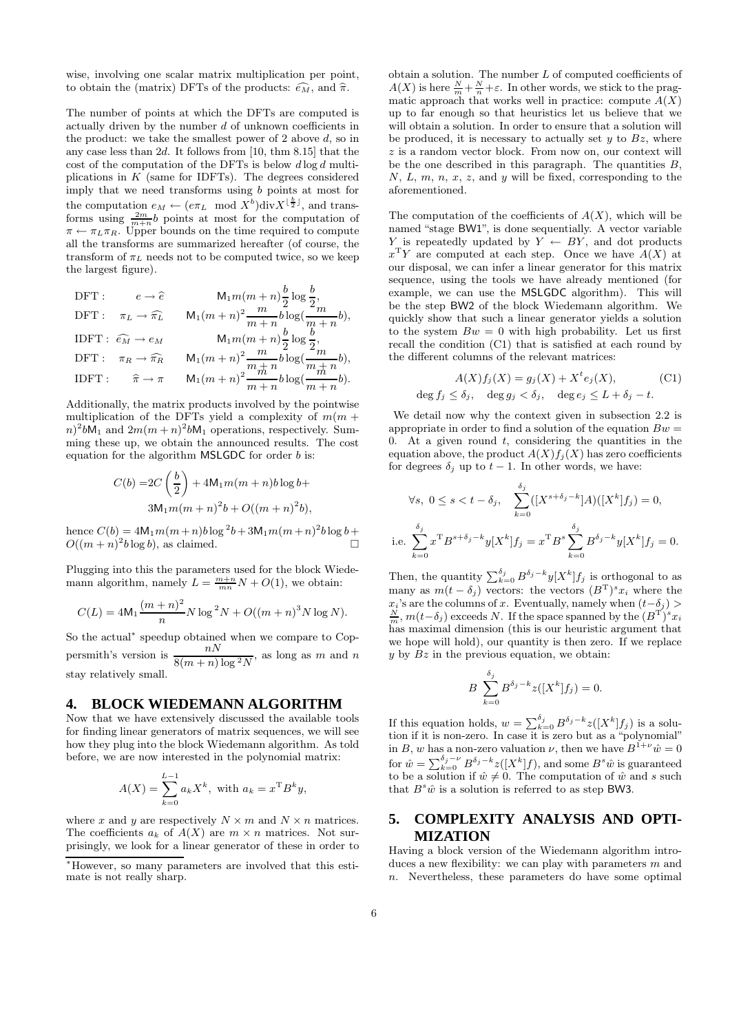wise, involving one scalar matrix multiplication per point, to obtain the (matrix) DFTs of the products: $\widehat{e_M}$, and $\widehat{\pi}$.

The number of points at which the DFTs are computed is actually driven by the number $d$ of unknown coefficients in the product: we take the smallest power of 2 above $d$, so in any case less than $2d$. It follows from [10, thm 8.15] that the cost of the computation of the DFTs is below $d \log d$ multiplications in $K$ (same for IDFTs). The degrees considered imply that we need transforms using $b$ points at most for the computation $e_M \leftarrow (e\pi_L \mod X^b)\mathrm{div} X^{\lfloor \frac{b}{2} \rfloor}$, and transforms using $\frac{2m}{m+n}b$ points at most for the computation of $\pi \leftarrow \pi_L \pi_R$. Upper bounds on the time required to compute all the transforms are summarized hereafter (of course, the transform of $\pi_L$ needs not to be computed twice, so we keep the largest figure).

$$
\begin{array}{lll}
\text{DFT}: & e \to \widehat{e} & \mathsf{M}_1 m(m+n)\frac{b}{2}\log\frac{b}{2}, \\
\text{DFT}: & \pi_L \to \widehat{\pi_L} & \mathsf{M}_1 (m+n)^2 \frac{m}{m+n} b \log(\frac{m}{m+n}b), \\
\text{IDFT}: & \widehat{e_M} \to e_M & \mathsf{M}_1 m(m+n)\frac{b}{2}\log\frac{b}{2}, \\
\text{DFT}: & \pi_R \to \widehat{\pi_R} & \mathsf{M}_1 (m+n)^2 \frac{m}{m+n} b \log(\frac{m}{m+n}b), \\
\text{IDFT}: & \widehat{\pi} \to \pi & \mathsf{M}_1 (m+n)^2 \frac{m}{m+n} b \log(\frac{m}{m+n}b).
\end{array}
$$

Additionally, the matrix products involved by the pointwise multiplication of the DFTs yield a complexity of $m(m+n)^2 b\mathsf{M}_1$ and $2m(m+n)^2 b\mathsf{M}_1$ operations, respectively. Summing these up, we obtain the announced results. The cost equation for the algorithm MSLGDC for order $b$ is:

$$
\begin{aligned}
C(b) =& 2C\left(\frac{b}{2}\right) + 4\mathsf{M}_1 m(m+n) b \log b + \\
& 3\mathsf{M}_1 m(m+n)^2 b + O((m+n)^2 b),
\end{aligned}
$$

hence $C(b) = 4\mathsf{M}_1 m(m+n) b \log^2 b + 3\mathsf{M}_1 m(m+n)^2 b \log b + O((m+n)^2 b \log b)$, as claimed. □

Plugging into this the parameters used for the block Wiedemann algorithm, namely $L = \frac{m+n}{mn}N + O(1)$, we obtain:

$$
C(L) = 4\mathsf{M}_1 \frac{(m+n)^2}{n} N \log^2 N + O((m+n)^3 N \log N).
$$

So the actual* speedup obtained when we compare to Coppersmith's version is $\dfrac{nN}{8(m+n)\log^2 N}$, as long as $m$ and $n$ stay relatively small.

*However, so many parameters are involved that this estimate is not really sharp.

## 4. BLOCK WIEDEMANN ALGORITHM

Now that we have extensively discussed the available tools for finding linear generators of matrix sequences, we will see how they plug into the block Wiedemann algorithm. As told before, we are now interested in the polynomial matrix:

$$
A(X) = \sum_{k=0}^{L-1} a_k X^k, \text{ with } a_k = x^{\mathrm{T}} B^k y,
$$

where $x$ and $y$ are respectively $N \times m$ and $N \times n$ matrices. The coefficients $a_k$ of $A(X)$ are $m \times n$ matrices. Not surprisingly, we look for a linear generator of these in order to obtain a solution. The number $L$ of computed coefficients of $A(X)$ is here $\frac{N}{m} + \frac{N}{n} + \varepsilon$. In other words, we stick to the pragmatic approach that works well in practice: compute $A(X)$ up to far enough so that heuristics let us believe that we will obtain a solution. In order to ensure that a solution will be produced, it is necessary to actually set $y$ to $Bz$, where $z$ is a random vector block. From now on, our context will be the one described in this paragraph. The quantities $B$, $N$, $L$, $m$, $n$, $x$, $z$, and $y$ will be fixed, corresponding to the aforementioned.

The computation of the coefficients of $A(X)$, which will be named "stage BW1", is done sequentially. A vector variable $Y$ is repeatedly updated by $Y \leftarrow BY$, and dot products $x^{\mathrm{T}} Y$ are computed at each step. Once we have $A(X)$ at our disposal, we can infer a linear generator for this matrix sequence, using the tools we have already mentioned (for example, we can use the MSLGDC algorithm). This will be the step BW2 of the block Wiedemann algorithm. We quickly show that such a linear generator yields a solution to the system $Bw = 0$ with high probability. Let us first recall the condition (C1) that is satisfied at each round by the different columns of the relevant matrices:

$$
\begin{gathered}
A(X) f_j(X) = g_j(X) + X^t e_j(X), \qquad \text{(C1)} \\
\deg f_j \leq \delta_j, \quad \deg g_j < \delta_j, \quad \deg e_j \leq L + \delta_j - t.
\end{gathered}
$$

We detail now why the context given in subsection 2.2 is appropriate in order to find a solution of the equation $Bw = 0$. At a given round $t$, considering the quantities in the equation above, the product $A(X) f_j(X)$ has zero coefficients for degrees $\delta_j$ up to $t-1$. In other words, we have:

$$
\forall s,\ 0 \leq s < t - \delta_j, \quad \sum_{k=0}^{\delta_j} ([X^{s+\delta_j-k}]A)([X^k]f_j) = 0,
$$

$$
\text{i.e. } \sum_{k=0}^{\delta_j} x^{\mathrm{T}} B^{s+\delta_j-k} y [X^k] f_j = x^{\mathrm{T}} B^s \sum_{k=0}^{\delta_j} B^{\delta_j-k} y [X^k] f_j = 0.
$$

Then, the quantity $\sum_{k=0}^{\delta_j} B^{\delta_j-k} y [X^k] f_j$ is orthogonal to as many as $m(t-\delta_j)$ vectors: the vectors $(B^{\mathrm{T}})^s x_i$ where the $x_i$'s are the columns of $x$. Eventually, namely when $(t-\delta_j) > \frac{N}{m}$, $m(t-\delta_j)$ exceeds $N$. If the space spanned by the $(B^{\mathrm{T}})^s x_i$ has maximal dimension (this is our heuristic argument that we hope will hold), our quantity is then zero. If we replace $y$ by $Bz$ in the previous equation, we obtain:

$$
B \sum_{k=0}^{\delta_j} B^{\delta_j-k} z([X^k] f_j) = 0.
$$

If this equation holds, $w = \sum_{k=0}^{\delta_j} B^{\delta_j-k} z([X^k] f_j)$ is a solution if it is non-zero. In case it is zero but as a "polynomial" in $B$, $w$ has a non-zero valuation $\nu$, then we have $B^{1+\nu}\hat{w} = 0$ for $\hat{w} = \sum_{k=0}^{\delta_j-\nu} B^{\delta_j-k} z([X^k] f)$, and some $B^s \hat{w}$ is guaranteed to be a solution if $\hat{w} \neq 0$. The computation of $\hat{w}$ and $s$ such that $B^s \hat{w}$ is a solution is referred to as step BW3.

## 5. COMPLEXITY ANALYSIS AND OPTIMIZATION

Having a block version of the Wiedemann algorithm introduces a new flexibility: we can play with parameters $m$ and $n$. Nevertheless, these parameters do have some optimal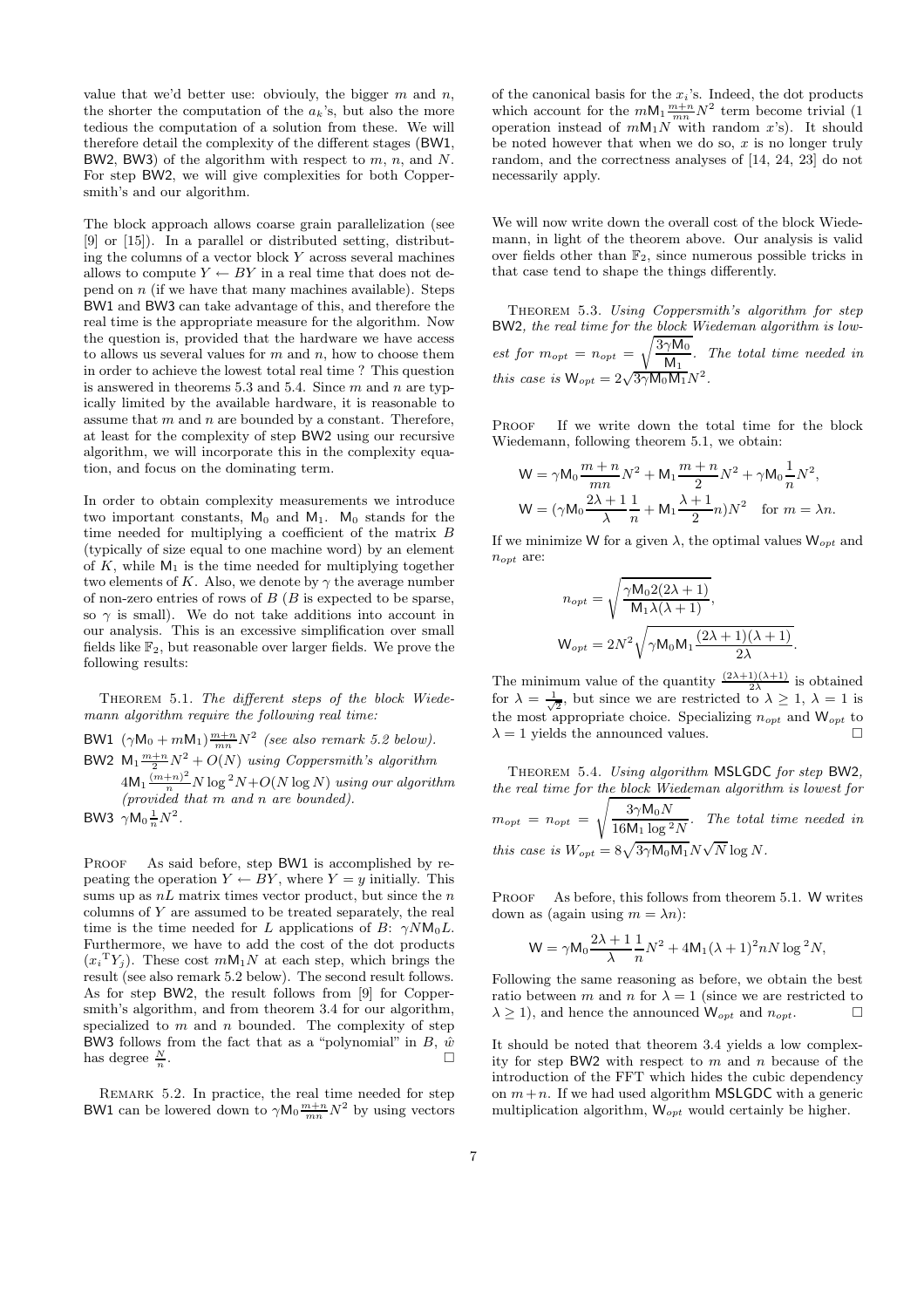value that we'd better use: obviouly, the bigger $m$ and $n$, the shorter the computation of the $a_k$'s, but also the more tedious the computation of a solution from these. We will therefore detail the complexity of the different stages (BW1, BW2, BW3) of the algorithm with respect to $m$, $n$, and $N$. For step BW2, we will give complexities for both Coppersmith's and our algorithm.

The block approach allows coarse grain parallelization (see [9] or [15]). In a parallel or distributed setting, distributing the columns of a vector block $Y$ across several machines allows to compute $Y \leftarrow BY$ in a real time that does not depend on $n$ (if we have that many machines available). Steps BW1 and BW3 can take advantage of this, and therefore the real time is the appropriate measure for the algorithm. Now the question is, provided that the hardware we have access to allows us several values for $m$ and $n$, how to choose them in order to achieve the lowest total real time ? This question is answered in theorems 5.3 and 5.4. Since $m$ and $n$ are typically limited by the available hardware, it is reasonable to assume that $m$ and $n$ are bounded by a constant. Therefore, at least for the complexity of step BW2 using our recursive algorithm, we will incorporate this in the complexity equation, and focus on the dominating term.

In order to obtain complexity measurements we introduce two important constants, $\mathsf{M}_0$ and $\mathsf{M}_1$. $\mathsf{M}_0$ stands for the time needed for multiplying a coefficient of the matrix $B$ (typically of size equal to one machine word) by an element of $K$, while $\mathsf{M}_1$ is the time needed for multiplying together two elements of $K$. Also, we denote by $\gamma$ the average number of non-zero entries of rows of $B$ ($B$ is expected to be sparse, so $\gamma$ is small). We do not take additions into account in our analysis. This is an excessive simplification over small fields like $\mathbb{F}_2$, but reasonable over larger fields. We prove the following results:

Theorem 5.1. *The different steps of the block Wiedemann algorithm require the following real time:*

BW1 $(\gamma \mathsf{M}_0 + m\mathsf{M}_1)\frac{m+n}{mn}N^2$ *(see also remark 5.2 below).*

BW2 $\mathsf{M}_1 \frac{m+n}{2} N^2 + O(N)$ *using Coppersmith's algorithm*
$4\mathsf{M}_1 \frac{(m+n)^2}{n} N \log^2 N + O(N \log N)$ *using our algorithm (provided that $m$ and $n$ are bounded).*

BW3 $\gamma \mathsf{M}_0 \frac{1}{n} N^2$.

Proof. As said before, step BW1 is accomplished by repeating the operation $Y \leftarrow BY$, where $Y = y$ initially. This sums up as $nL$ matrix times vector product, but since the $n$ columns of $Y$ are assumed to be treated separately, the real time is the time needed for $L$ applications of $B$: $\gamma N \mathsf{M}_0 L$. Furthermore, we have to add the cost of the dot products $(x_i{}^{\mathrm{T}} Y_j)$. These cost $m\mathsf{M}_1 N$ at each step, which brings the result (see also remark 5.2 below). The second result follows. As for step BW2, the result follows from [9] for Coppersmith's algorithm, and from theorem 3.4 for our algorithm, specialized to $m$ and $n$ bounded. The complexity of step BW3 follows from the fact that as a "polynomial" in $B$, $\hat{w}$ has degree $\frac{N}{n}$. □

Remark 5.2. In practice, the real time needed for step BW1 can be lowered down to $\gamma \mathsf{M}_0 \frac{m+n}{mn} N^2$ by using vectors of the canonical basis for the $x_i$'s. Indeed, the dot products which account for the $m\mathsf{M}_1 \frac{m+n}{mn} N^2$ term become trivial (1 operation instead of $m\mathsf{M}_1 N$ with random $x$'s). It should be noted however that when we do so, $x$ is no longer truly random, and the correctness analyses of [14, 24, 23] do not necessarily apply.

We will now write down the overall cost of the block Wiedemann, in light of the theorem above. Our analysis is valid over fields other than $\mathbb{F}_2$, since numerous possible tricks in that case tend to shape the things differently.

Theorem 5.3. *Using Coppersmith's algorithm for step BW2, the real time for the block Wiedeman algorithm is lowest for $m_{opt} = n_{opt} = \sqrt{\frac{3\gamma \mathsf{M}_0}{\mathsf{M}_1}}$. The total time needed in this case is $\mathsf{W}_{opt} = 2\sqrt{3\gamma \mathsf{M}_0 \mathsf{M}_1} N^2$.*

Proof. If we write down the total time for the block Wiedemann, following theorem 5.1, we obtain:

$$\mathsf{W} = \gamma \mathsf{M}_0 \frac{m+n}{mn} N^2 + \mathsf{M}_1 \frac{m+n}{2} N^2 + \gamma \mathsf{M}_0 \frac{1}{n} N^2,$$

$$\mathsf{W} = (\gamma \mathsf{M}_0 \frac{2\lambda+1}{\lambda} \frac{1}{n} + \mathsf{M}_1 \frac{\lambda+1}{2} n) N^2 \quad \text{for } m = \lambda n.$$

If we minimize $\mathsf{W}$ for a given $\lambda$, the optimal values $\mathsf{W}_{opt}$ and $n_{opt}$ are:

$$n_{opt} = \sqrt{\frac{\gamma \mathsf{M}_0 2(2\lambda+1)}{\mathsf{M}_1 \lambda(\lambda+1)}},$$

$$\mathsf{W}_{opt} = 2N^2 \sqrt{\gamma \mathsf{M}_0 \mathsf{M}_1 \frac{(2\lambda+1)(\lambda+1)}{2\lambda}}.$$

The minimum value of the quantity $\frac{(2\lambda+1)(\lambda+1)}{2\lambda}$ is obtained for $\lambda = \frac{1}{\sqrt{2}}$, but since we are restricted to $\lambda \geq 1$, $\lambda = 1$ is the most appropriate choice. Specializing $n_{opt}$ and $\mathsf{W}_{opt}$ to $\lambda = 1$ yields the announced values. □

Theorem 5.4. *Using algorithm MSLGDC for step BW2, the real time for the block Wiedeman algorithm is lowest for $m_{opt} = n_{opt} = \sqrt{\frac{3\gamma \mathsf{M}_0 N}{16 \mathsf{M}_1 \log^2 N}}$. The total time needed in this case is $W_{opt} = 8\sqrt{3\gamma \mathsf{M}_0 \mathsf{M}_1} N \sqrt{N} \log N$.*

Proof. As before, this follows from theorem 5.1. $\mathsf{W}$ writes down as (again using $m = \lambda n$):

$$\mathsf{W} = \gamma \mathsf{M}_0 \frac{2\lambda+1}{\lambda} \frac{1}{n} N^2 + 4\mathsf{M}_1 (\lambda+1)^2 n N \log^2 N,$$

Following the same reasoning as before, we obtain the best ratio between $m$ and $n$ for $\lambda = 1$ (since we are restricted to $\lambda \geq 1$), and hence the announced $\mathsf{W}_{opt}$ and $n_{opt}$. □

It should be noted that theorem 3.4 yields a low complexity for step BW2 with respect to $m$ and $n$ because of the introduction of the FFT which hides the cubic dependency on $m+n$. If we had used algorithm MSLGDC with a generic multiplication algorithm, $\mathsf{W}_{opt}$ would certainly be higher.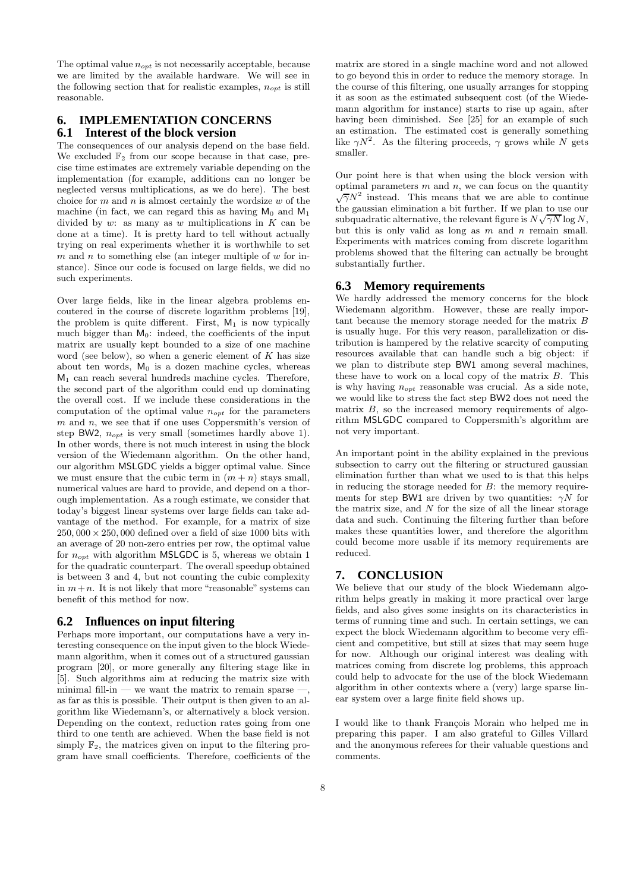The optimal value $n_{opt}$ is not necessarily acceptable, because we are limited by the available hardware. We will see in the following section that for realistic examples, $n_{opt}$ is still reasonable.

# 6. IMPLEMENTATION CONCERNS

## 6.1 Interest of the block version

The consequences of our analysis depend on the base field. We excluded $\mathbb{F}_2$ from our scope because in that case, precise time estimates are extremely variable depending on the implementation (for example, additions can no longer be neglected versus multiplications, as we do here). The best choice for $m$ and $n$ is almost certainly the wordsize $w$ of the machine (in fact, we can regard this as having $\mathsf{M}_0$ and $\mathsf{M}_1$ divided by $w$: as many as $w$ multiplications in $K$ can be done at a time). It is pretty hard to tell without actually trying on real experiments whether it is worthwhile to set $m$ and $n$ to something else (an integer multiple of $w$ for instance). Since our code is focused on large fields, we did no such experiments.

Over large fields, like in the linear algebra problems encoutered in the course of discrete logarithm problems [19], the problem is quite different. First, $\mathsf{M}_1$ is now typically much bigger than $\mathsf{M}_0$: indeed, the coefficients of the input matrix are usually kept bounded to a size of one machine word (see below), so when a generic element of $K$ has size about ten words, $\mathsf{M}_0$ is a dozen machine cycles, whereas $\mathsf{M}_1$ can reach several hundreds machine cycles. Therefore, the second part of the algorithm could end up dominating the overall cost. If we include these considerations in the computation of the optimal value $n_{opt}$ for the parameters $m$ and $n$, we see that if one uses Coppersmith's version of step BW2, $n_{opt}$ is very small (sometimes hardly above 1). In other words, there is not much interest in using the block version of the Wiedemann algorithm. On the other hand, our algorithm MSLGDC yields a bigger optimal value. Since we must ensure that the cubic term in $(m+n)$ stays small, numerical values are hard to provide, and depend on a thorough implementation. As a rough estimate, we consider that today's biggest linear systems over large fields can take advantage of the method. For example, for a matrix of size $250,000 \times 250,000$ defined over a field of size 1000 bits with an average of 20 non-zero entries per row, the optimal value for $n_{opt}$ with algorithm MSLGDC is 5, whereas we obtain 1 for the quadratic counterpart. The overall speedup obtained is between 3 and 4, but not counting the cubic complexity in $m+n$. It is not likely that more "reasonable" systems can benefit of this method for now.

## 6.2 Influences on input filtering

Perhaps more important, our computations have a very interesting consequence on the input given to the block Wiedemann algorithm, when it comes out of a structured gaussian program [20], or more generally any filtering stage like in [5]. Such algorithms aim at reducing the matrix size with minimal fill-in — we want the matrix to remain sparse —, as far as this is possible. Their output is then given to an algorithm like Wiedemann's, or alternatively a block version. Depending on the context, reduction rates going from one third to one tenth are achieved. When the base field is not simply $\mathbb{F}_2$, the matrices given on input to the filtering program have small coefficients. Therefore, coefficients of the matrix are stored in a single machine word and not allowed to go beyond this in order to reduce the memory storage. In the course of this filtering, one usually arranges for stopping it as soon as the estimated subsequent cost (of the Wiedemann algorithm for instance) starts to rise up again, after having been diminished. See [25] for an example of such an estimation. The estimated cost is generally something like $\gamma N^2$. As the filtering proceeds, $\gamma$ grows while $N$ gets smaller.

Our point here is that when using the block version with optimal parameters $m$ and $n$, we can focus on the quantity $\sqrt{\gamma}N^2$ instead. This means that we are able to continue the gaussian elimination a bit further. If we plan to use our subquadratic alternative, the relevant figure is $N\sqrt{\gamma N}\log N$, but this is only valid as long as $m$ and $n$ remain small. Experiments with matrices coming from discrete logarithm problems showed that the filtering can actually be brought substantially further.

## 6.3 Memory requirements

We hardly addressed the memory concerns for the block Wiedemann algorithm. However, these are really important because the memory storage needed for the matrix $B$ is usually huge. For this very reason, parallelization or distribution is hampered by the relative scarcity of computing resources available that can handle such a big object: if we plan to distribute step BW1 among several machines, these have to work on a local copy of the matrix $B$. This is why having $n_{opt}$ reasonable was crucial. As a side note, we would like to stress the fact step BW2 does not need the matrix $B$, so the increased memory requirements of algorithm MSLGDC compared to Coppersmith's algorithm are not very important.

An important point in the ability explained in the previous subsection to carry out the filtering or structured gaussian elimination further than what we used to is that this helps in reducing the storage needed for $B$: the memory requirements for step BW1 are driven by two quantities: $\gamma N$ for the matrix size, and $N$ for the size of all the linear storage data and such. Continuing the filtering further than before makes these quantities lower, and therefore the algorithm could become more usable if its memory requirements are reduced.

# 7. CONCLUSION

We believe that our study of the block Wiedemann algorithm helps greatly in making it more practical over large fields, and also gives some insights on its characteristics in terms of running time and such. In certain settings, we can expect the block Wiedemann algorithm to become very efficient and competitive, but still at sizes that may seem huge for now. Although our original interest was dealing with matrices coming from discrete log problems, this approach could help to advocate for the use of the block Wiedemann algorithm in other contexts where a (very) large sparse linear system over a large finite field shows up.

I would like to thank François Morain who helped me in preparing this paper. I am also grateful to Gilles Villard and the anonymous referees for their valuable questions and comments.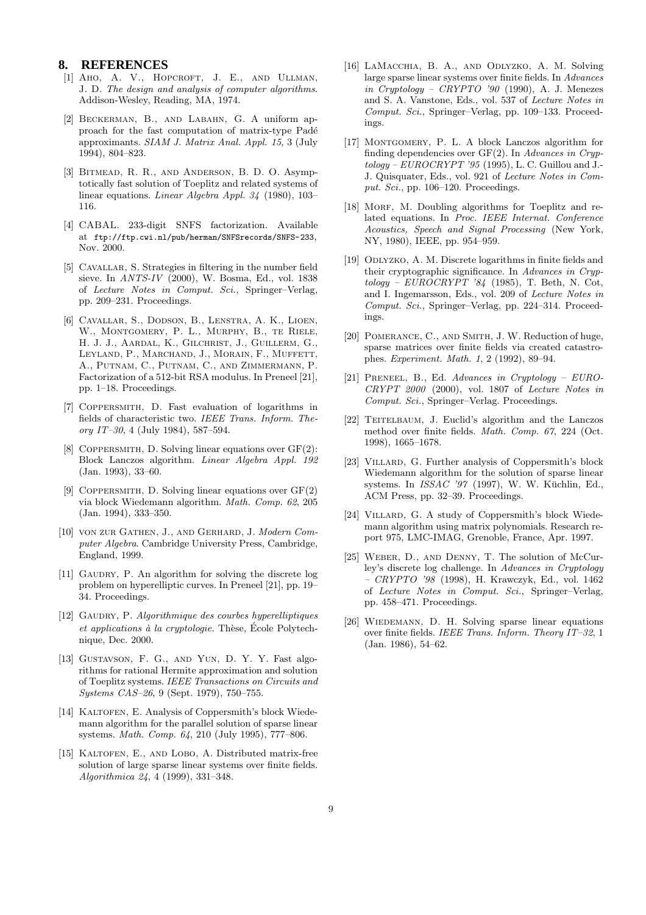## 8. REFERENCES

[1] Aho, A. V., Hopcroft, J. E., and Ullman, J. D. *The design and analysis of computer algorithms*. Addison-Wesley, Reading, MA, 1974.

[2] Beckerman, B., and Labahn, G. A uniform approach for the fast computation of matrix-type Padé approximants. *SIAM J. Matrix Anal. Appl. 15*, 3 (July 1994), 804–823.

[3] Bitmead, R. R., and Anderson, B. D. O. Asymptotically fast solution of Toeplitz and related systems of linear equations. *Linear Algebra Appl. 34* (1980), 103–116.

[4] CABAL. 233-digit SNFS factorization. Available at `ftp://ftp.cwi.nl/pub/herman/SNFSrecords/SNFS-233`, Nov. 2000.

[5] Cavallar, S. Strategies in filtering in the number field sieve. In *ANTS-IV* (2000), W. Bosma, Ed., vol. 1838 of *Lecture Notes in Comput. Sci.*, Springer–Verlag, pp. 209–231. Proceedings.

[6] Cavallar, S., Dodson, B., Lenstra, A. K., Lioen, W., Montgomery, P. L., Murphy, B., te Riele, H. J. J., Aardal, K., Gilchrist, J., Guillerm, G., Leyland, P., Marchand, J., Morain, F., Muffett, A., Putnam, C., Putnam, C., and Zimmermann, P. Factorization of a 512-bit RSA modulus. In Preneel [21], pp. 1–18. Proceedings.

[7] Coppersmith, D. Fast evaluation of logarithms in fields of characteristic two. *IEEE Trans. Inform. Theory IT–30*, 4 (July 1984), 587–594.

[8] Coppersmith, D. Solving linear equations over GF(2): Block Lanczos algorithm. *Linear Algebra Appl. 192* (Jan. 1993), 33–60.

[9] Coppersmith, D. Solving linear equations over GF(2) via block Wiedemann algorithm. *Math. Comp. 62*, 205 (Jan. 1994), 333–350.

[10] von zur Gathen, J., and Gerhard, J. *Modern Computer Algebra*. Cambridge University Press, Cambridge, England, 1999.

[11] Gaudry, P. An algorithm for solving the discrete log problem on hyperelliptic curves. In Preneel [21], pp. 19–34. Proceedings.

[12] Gaudry, P. *Algorithmique des courbes hyperelliptiques et applications à la cryptologie*. Thèse, École Polytechnique, Dec. 2000.

[13] Gustavson, F. G., and Yun, D. Y. Y. Fast algorithms for rational Hermite approximation and solution of Toeplitz systems. *IEEE Transactions on Circuits and Systems CAS–26*, 9 (Sept. 1979), 750–755.

[14] Kaltofen, E. Analysis of Coppersmith's block Wiedemann algorithm for the parallel solution of sparse linear systems. *Math. Comp. 64*, 210 (July 1995), 777–806.

[15] Kaltofen, E., and Lobo, A. Distributed matrix-free solution of large sparse linear systems over finite fields. *Algorithmica 24*, 4 (1999), 331–348.

[16] LaMacchia, B. A., and Odlyzko, A. M. Solving large sparse linear systems over finite fields. In *Advances in Cryptology – CRYPTO '90* (1990), A. J. Menezes and S. A. Vanstone, Eds., vol. 537 of *Lecture Notes in Comput. Sci.*, Springer–Verlag, pp. 109–133. Proceedings.

[17] Montgomery, P. L. A block Lanczos algorithm for finding dependencies over GF(2). In *Advances in Cryptology – EUROCRYPT '95* (1995), L. C. Guillou and J.-J. Quisquater, Eds., vol. 921 of *Lecture Notes in Comput. Sci.*, pp. 106–120. Proceedings.

[18] Morf, M. Doubling algorithms for Toeplitz and related equations. In *Proc. IEEE Internat. Conference Acoustics, Speech and Signal Processing* (New York, NY, 1980), IEEE, pp. 954–959.

[19] Odlyzko, A. M. Discrete logarithms in finite fields and their cryptographic significance. In *Advances in Cryptology – EUROCRYPT '84* (1985), T. Beth, N. Cot, and I. Ingemarsson, Eds., vol. 209 of *Lecture Notes in Comput. Sci.*, Springer–Verlag, pp. 224–314. Proceedings.

[20] Pomerance, C., and Smith, J. W. Reduction of huge, sparse matrices over finite fields via created catastrophes. *Experiment. Math. 1*, 2 (1992), 89–94.

[21] Preneel, B., Ed. *Advances in Cryptology – EUROCRYPT 2000* (2000), vol. 1807 of *Lecture Notes in Comput. Sci.*, Springer–Verlag. Proceedings.

[22] Teitelbaum, J. Euclid's algorithm and the Lanczos method over finite fields. *Math. Comp. 67*, 224 (Oct. 1998), 1665–1678.

[23] Villard, G. Further analysis of Coppersmith's block Wiedemann algorithm for the solution of sparse linear systems. In *ISSAC '97* (1997), W. W. Küchlin, Ed., ACM Press, pp. 32–39. Proceedings.

[24] Villard, G. A study of Coppersmith's block Wiedemann algorithm using matrix polynomials. Research report 975, LMC-IMAG, Grenoble, France, Apr. 1997.

[25] Weber, D., and Denny, T. The solution of McCurley's discrete log challenge. In *Advances in Cryptology – CRYPTO '98* (1998), H. Krawczyk, Ed., vol. 1462 of *Lecture Notes in Comput. Sci.*, Springer–Verlag, pp. 458–471. Proceedings.

[26] Wiedemann, D. H. Solving sparse linear equations over finite fields. *IEEE Trans. Inform. Theory IT–32*, 1 (Jan. 1986), 54–62.